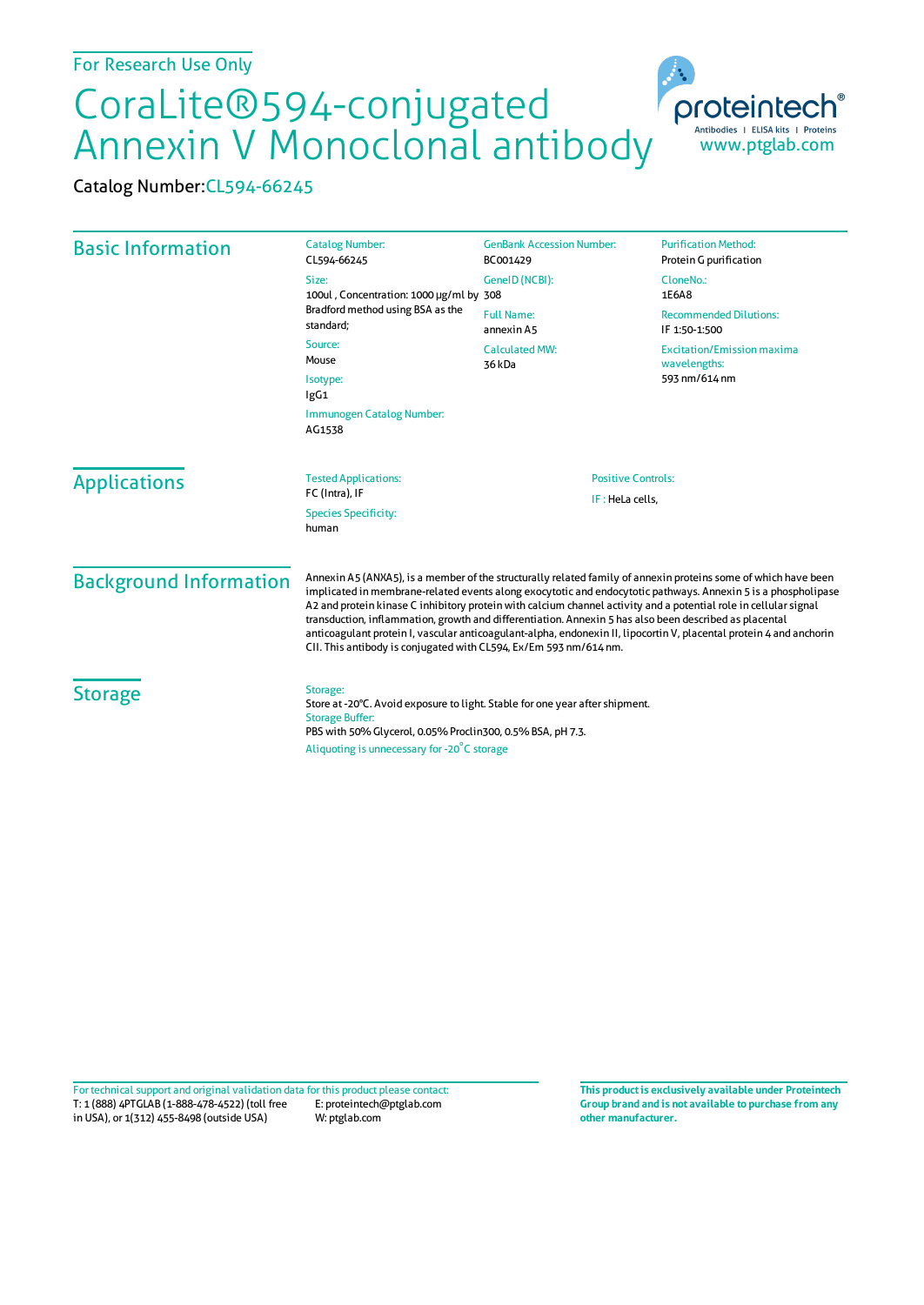For Research Use Only

# CoraLite®594-conjugated Annexin V Monoclonal antibody

Catalog Number: CL594-66245

## Basic Information

**Catalog Number:**
CL594-66245

**Size:**
100ul , Concentration: 1000 μg/ml by Bradford method using BSA as the standard;

**Source:**
Mouse

**Isotype:**
IgG1

**Immunogen Catalog Number:**
AG1538

**GenBank Accession Number:**
BC001429

**GeneID (NCBI):**
308

**Full Name:**
annexin A5

**Calculated MW:**
36 kDa

**Purification Method:**
Protein G purification

**CloneNo.:**
1E6A8

**Recommended Dilutions:**
IF 1:50-1:500

**Excitation/Emission maxima wavelengths:**
593 nm/614 nm

## Applications

**Tested Applications:**
FC (Intra), IF

**Species Specificity:**
human

**Positive Controls:**
IF : HeLa cells,

## Background Information

Annexin A5 (ANXA5), is a member of the structurally related family of annexin proteins some of which have been implicated in membrane-related events along exocytotic and endocytotic pathways. Annexin 5 is a phospholipase A2 and protein kinase C inhibitory protein with calcium channel activity and a potential role in cellular signal transduction, inflammation, growth and differentiation. Annexin 5 has also been described as placental anticoagulant protein I, vascular anticoagulant-alpha, endonexin II, lipocortin V, placental protein 4 and anchorin CII. This antibody is conjugated with CL594, Ex/Em 593 nm/614 nm.

## Storage

**Storage:**
Store at -20°C. Avoid exposure to light. Stable for one year after shipment.

**Storage Buffer:**
PBS with 50% Glycerol, 0.05% Proclin300, 0.5% BSA, pH 7.3.

Aliquoting is unnecessary for -20°C storage

For technical support and original validation data for this product please contact:
T: 1 (888) 4PTGLAB (1-888-478-4522) (toll free in USA), or 1(312) 455-8498 (outside USA)
E: proteintech@ptglab.com
W: ptglab.com

**This product is exclusively available under Proteintech Group brand and is not available to purchase from any other manufacturer.**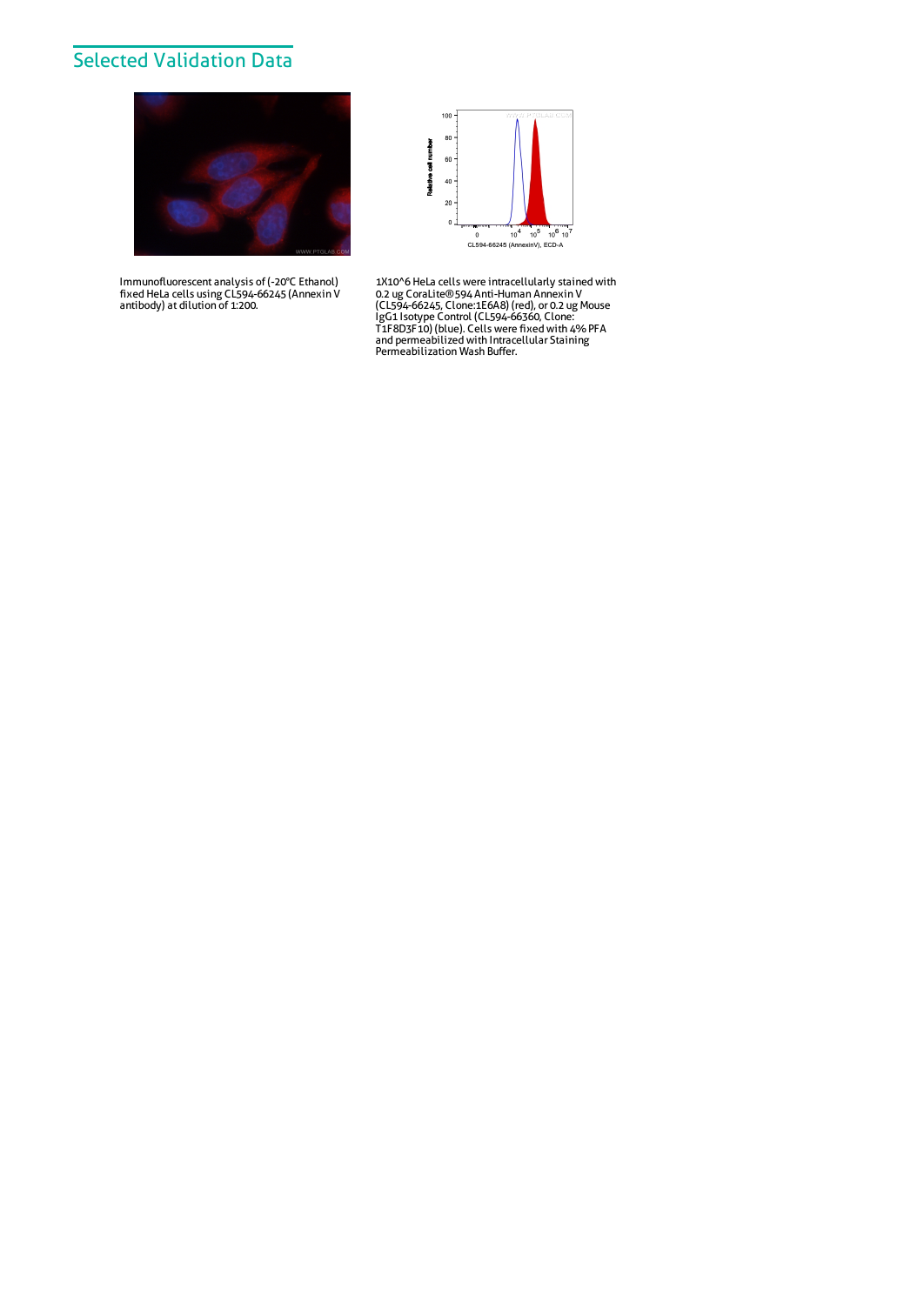## Selected Validation Data

WWW.PTGLAB.COM

Immunofluorescent analysis of (-20°C Ethanol) fixed HeLa cells using CL594-66245 (Annexin V antibody) at dilution of 1:200.

WWW.PTGLAB.COM

Relative cell number

100
80
60
40
20
0

0 $10^4$ $10^5$ $10^6$ $10^7$

CL594-66245 (AnnexinV), ECD-A

1X10^6 HeLa cells were intracellularly stained with 0.2 ug CoraLite®594 Anti-Human Annexin V (CL594-66245, Clone:1E6A8) (red), or 0.2 ug Mouse IgG1 Isotype Control (CL594-66360, Clone: T1F8D3F10) (blue). Cells were fixed with 4% PFA and permeabilized with Intracellular Staining Permeabilization Wash Buffer.